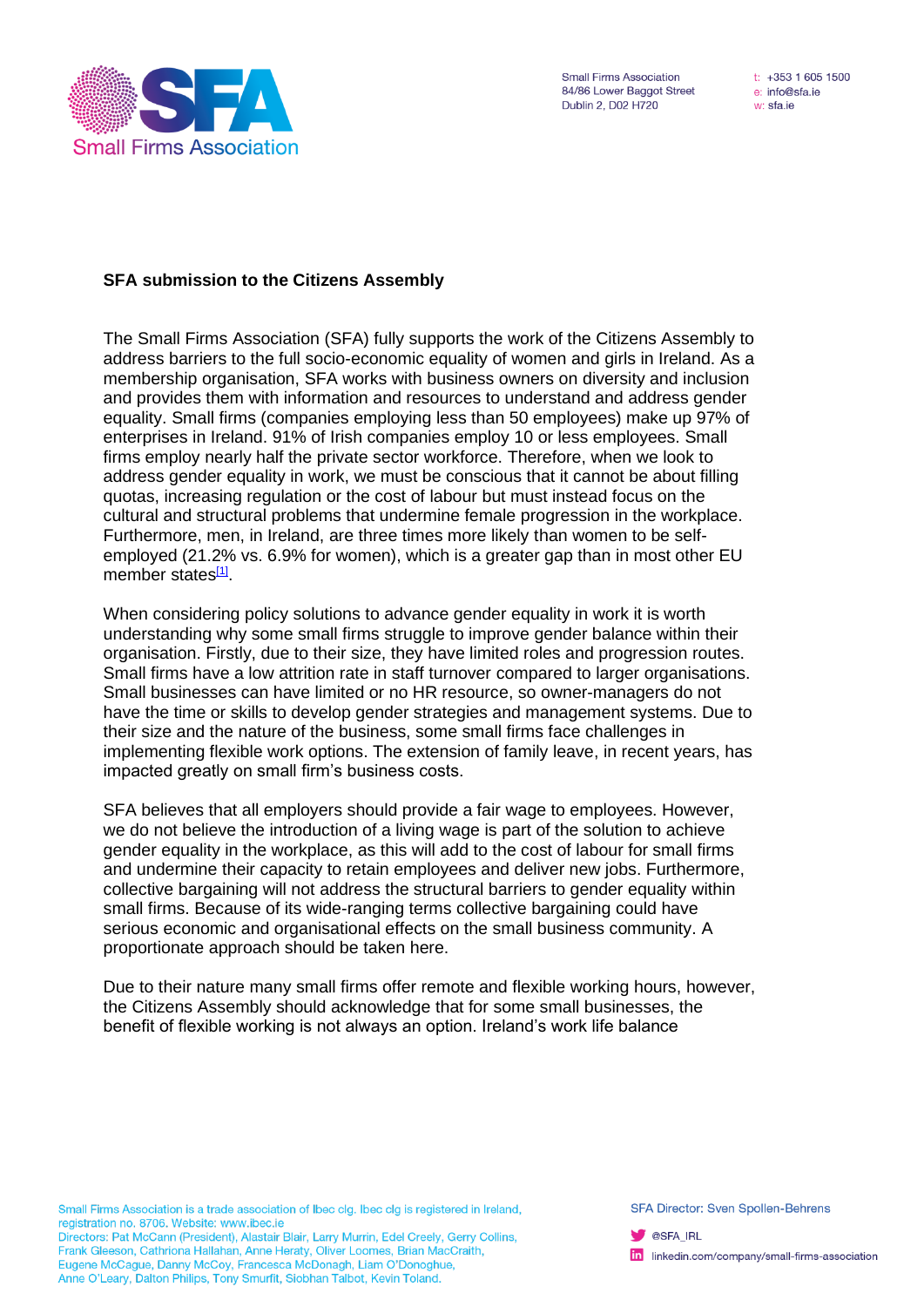**SFA submission to the Citizens Assembly**

The Small Firms Association (SFA) fully supports the work of the Citizens Assembly to address barriers to the full socio-economic equality of women and girls in Ireland. As a membership organisation, SFA works with business owners on diversity and inclusion and provides them with information and resources to understand and address gender equality. Small firms (companies employing less than 50 employees) make up 97% of enterprises in Ireland. 91% of Irish companies employ 10 or less employees. Small firms employ nearly half the private sector workforce. Therefore, when we look to address gender equality in work, we must be conscious that it cannot be about filling quotas, increasing regulation or the cost of labour but must instead focus on the cultural and structural problems that undermine female progression in the workplace. Furthermore, men, in Ireland, are three times more likely than women to be self-employed (21.2% vs. 6.9% for women), which is a greater gap than in most other EU member states[1].

When considering policy solutions to advance gender equality in work it is worth understanding why some small firms struggle to improve gender balance within their organisation. Firstly, due to their size, they have limited roles and progression routes. Small firms have a low attrition rate in staff turnover compared to larger organisations. Small businesses can have limited or no HR resource, so owner-managers do not have the time or skills to develop gender strategies and management systems. Due to their size and the nature of the business, some small firms face challenges in implementing flexible work options. The extension of family leave, in recent years, has impacted greatly on small firm's business costs.

SFA believes that all employers should provide a fair wage to employees. However, we do not believe the introduction of a living wage is part of the solution to achieve gender equality in the workplace, as this will add to the cost of labour for small firms and undermine their capacity to retain employees and deliver new jobs. Furthermore, collective bargaining will not address the structural barriers to gender equality within small firms. Because of its wide-ranging terms collective bargaining could have serious economic and organisational effects on the small business community. A proportionate approach should be taken here.

Due to their nature many small firms offer remote and flexible working hours, however, the Citizens Assembly should acknowledge that for some small businesses, the benefit of flexible working is not always an option. Ireland's work life balance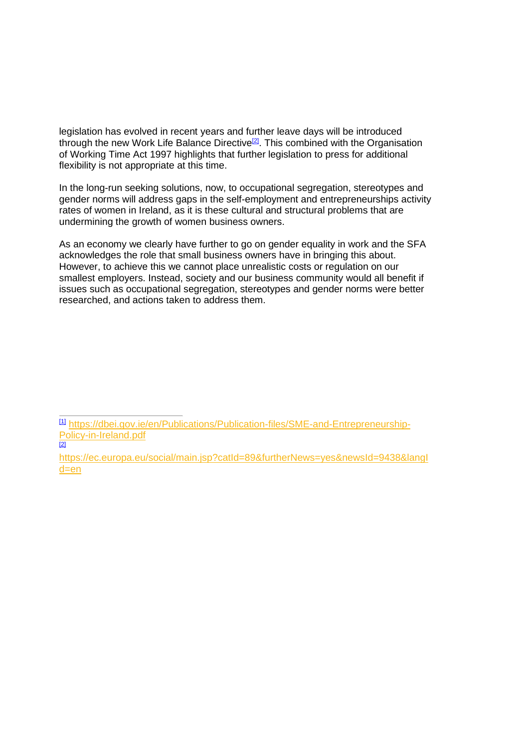legislation has evolved in recent years and further leave days will be introduced through the new Work Life Balance Directive[2]. This combined with the Organisation of Working Time Act 1997 highlights that further legislation to press for additional flexibility is not appropriate at this time.

In the long-run seeking solutions, now, to occupational segregation, stereotypes and gender norms will address gaps in the self-employment and entrepreneurships activity rates of women in Ireland, as it is these cultural and structural problems that are undermining the growth of women business owners.

As an economy we clearly have further to go on gender equality in work and the SFA acknowledges the role that small business owners have in bringing this about. However, to achieve this we cannot place unrealistic costs or regulation on our smallest employers. Instead, society and our business community would all benefit if issues such as occupational segregation, stereotypes and gender norms were better researched, and actions taken to address them.

---

[1] https://dbei.gov.ie/en/Publications/Publication-files/SME-and-Entrepreneurship-Policy-in-Ireland.pdf

[2] https://ec.europa.eu/social/main.jsp?catId=89&furtherNews=yes&newsId=9438&langId=en